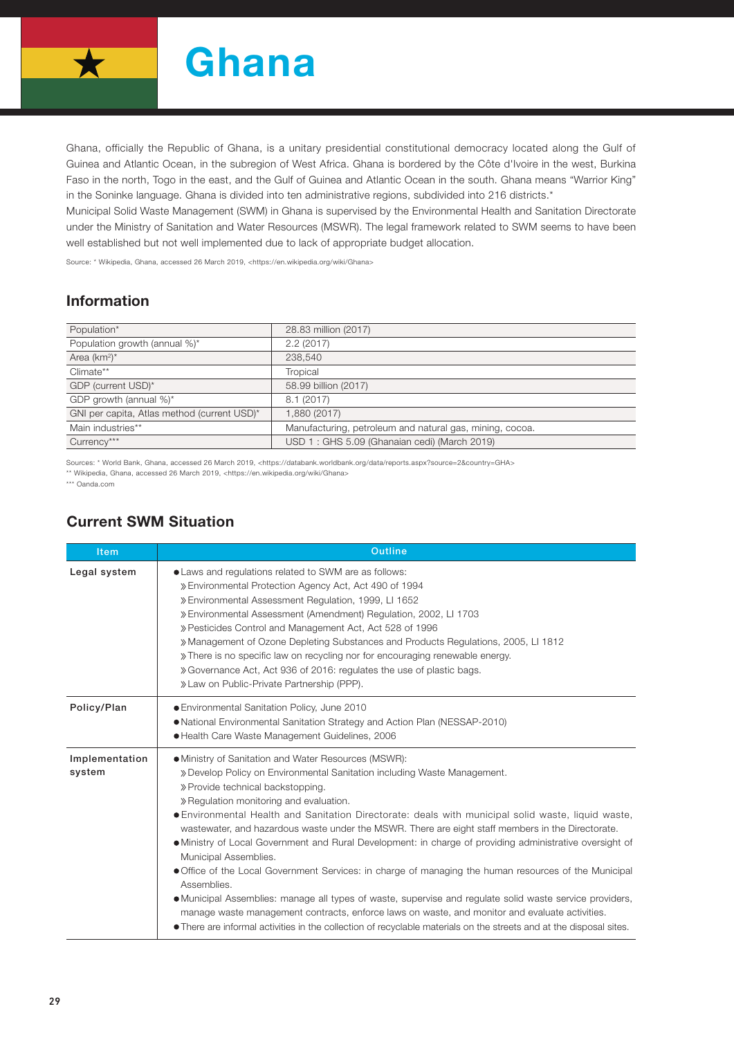# Ghana

Ghana, officially the Republic of Ghana, is a unitary presidential constitutional democracy located along the Gulf of Guinea and Atlantic Ocean, in the subregion of West Africa. Ghana is bordered by the Côte d'Ivoire in the west, Burkina Faso in the north, Togo in the east, and the Gulf of Guinea and Atlantic Ocean in the south. Ghana means "Warrior King" in the Soninke language. Ghana is divided into ten administrative regions, subdivided into 216 districts.*

Municipal Solid Waste Management (SWM) in Ghana is supervised by the Environmental Health and Sanitation Directorate under the Ministry of Sanitation and Water Resources (MSWR). The legal framework related to SWM seems to have been well established but not well implemented due to lack of appropriate budget allocation.

Source: * Wikipedia, Ghana, accessed 26 March 2019, <https://en.wikipedia.org/wiki/Ghana>

## Information

| | |
|---|---|
| Population* | 28.83 million (2017) |
| Population growth (annual %)* | 2.2 (2017) |
| Area (km²)* | 238,540 |
| Climate** | Tropical |
| GDP (current USD)* | 58.99 billion (2017) |
| GDP growth (annual %)* | 8.1 (2017) |
| GNI per capita, Atlas method (current USD)* | 1,880 (2017) |
| Main industries** | Manufacturing, petroleum and natural gas, mining, cocoa. |
| Currency*** | USD 1 : GHS 5.09 (Ghanaian cedi) (March 2019) |

Sources: * World Bank, Ghana, accessed 26 March 2019, <https://databank.worldbank.org/data/reports.aspx?source=2&country=GHA>
** Wikipedia, Ghana, accessed 26 March 2019, <https://en.wikipedia.org/wiki/Ghana>
*** Oanda.com

## Current SWM Situation

| Item | Outline |
|---|---|
| Legal system | ● Laws and regulations related to SWM are as follows:<br>» Environmental Protection Agency Act, Act 490 of 1994<br>» Environmental Assessment Regulation, 1999, LI 1652<br>» Environmental Assessment (Amendment) Regulation, 2002, LI 1703<br>» Pesticides Control and Management Act, Act 528 of 1996<br>» Management of Ozone Depleting Substances and Products Regulations, 2005, LI 1812<br>» There is no specific law on recycling nor for encouraging renewable energy.<br>» Governance Act, Act 936 of 2016: regulates the use of plastic bags.<br>» Law on Public-Private Partnership (PPP). |
| Policy/Plan | ● Environmental Sanitation Policy, June 2010<br>● National Environmental Sanitation Strategy and Action Plan (NESSAP-2010)<br>● Health Care Waste Management Guidelines, 2006 |
| Implementation system | ● Ministry of Sanitation and Water Resources (MSWR):<br>» Develop Policy on Environmental Sanitation including Waste Management.<br>» Provide technical backstopping.<br>» Regulation monitoring and evaluation.<br>● Environmental Health and Sanitation Directorate: deals with municipal solid waste, liquid waste, wastewater, and hazardous waste under the MSWR. There are eight staff members in the Directorate.<br>● Ministry of Local Government and Rural Development: in charge of providing administrative oversight of Municipal Assemblies.<br>● Office of the Local Government Services: in charge of managing the human resources of the Municipal Assemblies.<br>● Municipal Assemblies: manage all types of waste, supervise and regulate solid waste service providers, manage waste management contracts, enforce laws on waste, and monitor and evaluate activities.<br>● There are informal activities in the collection of recyclable materials on the streets and at the disposal sites. |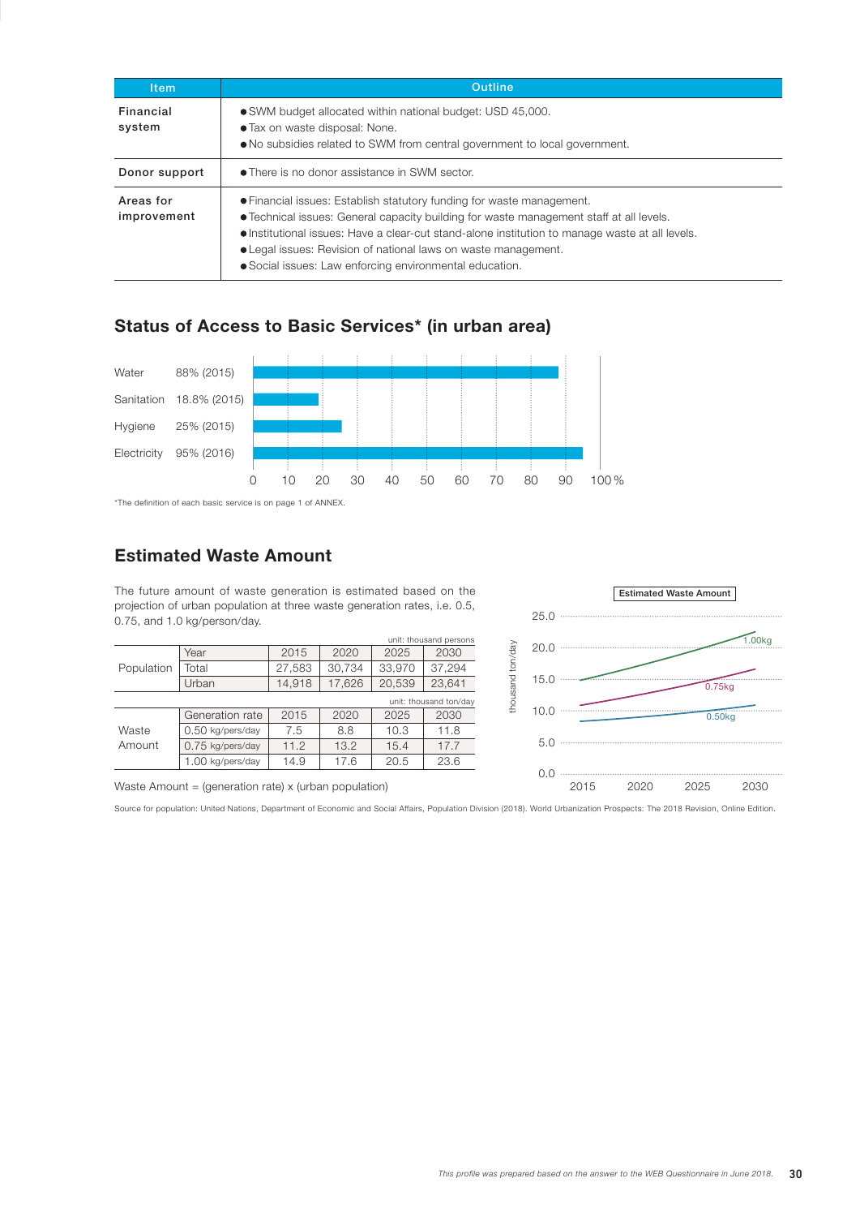| Item | Outline |
|---|---|
| Financial system | ● SWM budget allocated within national budget: USD 45,000.<br>● Tax on waste disposal: None.<br>● No subsidies related to SWM from central government to local government. |
| Donor support | ● There is no donor assistance in SWM sector. |
| Areas for improvement | ● Financial issues: Establish statutory funding for waste management.<br>● Technical issues: General capacity building for waste management staff at all levels.<br>● Institutional issues: Have a clear-cut stand-alone institution to manage waste at all levels.<br>● Legal issues: Revision of national laws on waste management.<br>● Social issues: Law enforcing environmental education. |

## Status of Access to Basic Services* (in urban area)

Water 88% (2015)
Sanitation 18.8% (2015)
Hygiene 25% (2015)
Electricity 95% (2016)

0 10 20 30 40 50 60 70 80 90 100 %

*The definition of each basic service is on page 1 of ANNEX.

## Estimated Waste Amount

The future amount of waste generation is estimated based on the projection of urban population at three waste generation rates, i.e. 0.5, 0.75, and 1.0 kg/person/day.

unit: thousand persons

| Population | Year | 2015 | 2020 | 2025 | 2030 |
|---|---|---|---|---|---|
| | Total | 27,583 | 30,734 | 33,970 | 37,294 |
| | Urban | 14,918 | 17,626 | 20,539 | 23,641 |

unit: thousand ton/day

| Waste Amount | Generation rate | 2015 | 2020 | 2025 | 2030 |
|---|---|---|---|---|---|
| | 0.50 kg/pers/day | 7.5 | 8.8 | 10.3 | 11.8 |
| | 0.75 kg/pers/day | 11.2 | 13.2 | 15.4 | 17.7 |
| | 1.00 kg/pers/day | 14.9 | 17.6 | 20.5 | 23.6 |

Waste Amount = (generation rate) x (urban population)

Estimated Waste Amount

thousand ton/day

25.0
20.0
15.0
10.0
5.0
0.0

2015 2020 2025 2030

1.00kg
0.75kg
0.50kg

Source for population: United Nations, Department of Economic and Social Affairs, Population Division (2018). World Urbanization Prospects: The 2018 Revision, Online Edition.

*This profile was prepared based on the answer to the WEB Questionnaire in June 2018.*